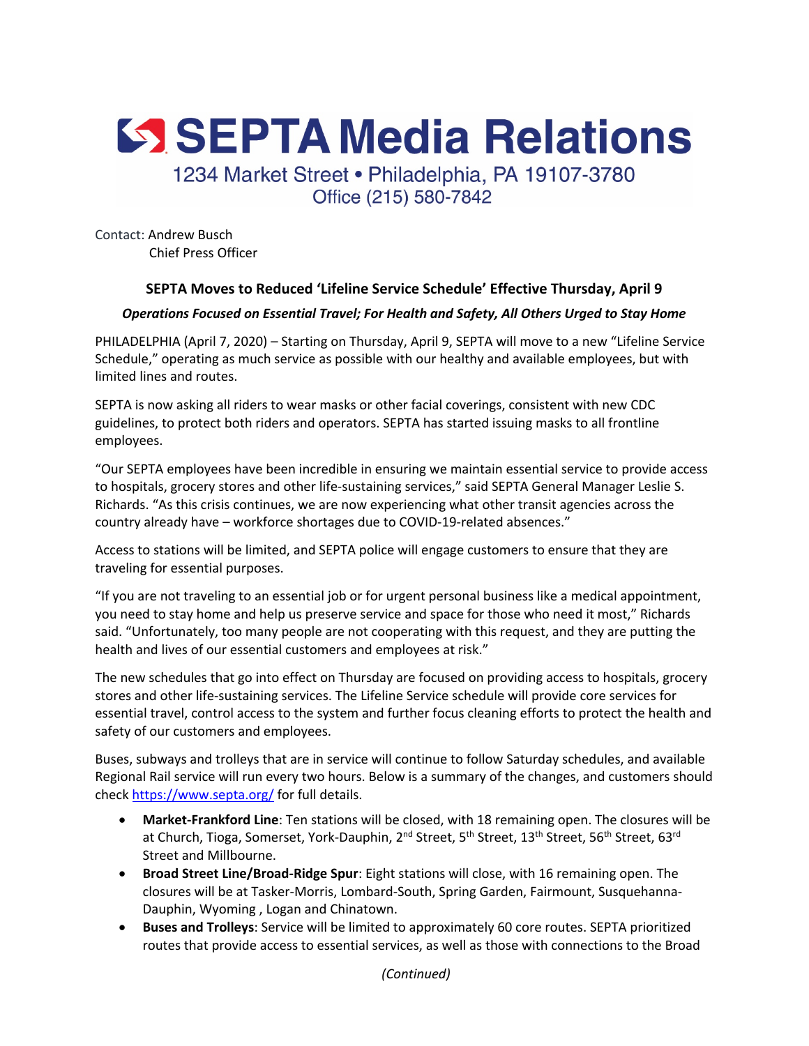# SEPTA Media Relations

1234 Market Street • Philadelphia, PA 19107-3780
Office (215) 580-7842

Contact: Andrew Busch
Chief Press Officer

## SEPTA Moves to Reduced 'Lifeline Service Schedule' Effective Thursday, April 9

### *Operations Focused on Essential Travel; For Health and Safety, All Others Urged to Stay Home*

PHILADELPHIA (April 7, 2020) – Starting on Thursday, April 9, SEPTA will move to a new "Lifeline Service Schedule," operating as much service as possible with our healthy and available employees, but with limited lines and routes.

SEPTA is now asking all riders to wear masks or other facial coverings, consistent with new CDC guidelines, to protect both riders and operators. SEPTA has started issuing masks to all frontline employees.

"Our SEPTA employees have been incredible in ensuring we maintain essential service to provide access to hospitals, grocery stores and other life-sustaining services," said SEPTA General Manager Leslie S. Richards. "As this crisis continues, we are now experiencing what other transit agencies across the country already have – workforce shortages due to COVID-19-related absences."

Access to stations will be limited, and SEPTA police will engage customers to ensure that they are traveling for essential purposes.

"If you are not traveling to an essential job or for urgent personal business like a medical appointment, you need to stay home and help us preserve service and space for those who need it most," Richards said. "Unfortunately, too many people are not cooperating with this request, and they are putting the health and lives of our essential customers and employees at risk."

The new schedules that go into effect on Thursday are focused on providing access to hospitals, grocery stores and other life-sustaining services. The Lifeline Service schedule will provide core services for essential travel, control access to the system and further focus cleaning efforts to protect the health and safety of our customers and employees.

Buses, subways and trolleys that are in service will continue to follow Saturday schedules, and available Regional Rail service will run every two hours. Below is a summary of the changes, and customers should check [https://www.septa.org/](https://www.septa.org/) for full details.

- **Market-Frankford Line**: Ten stations will be closed, with 18 remaining open. The closures will be at Church, Tioga, Somerset, York-Dauphin, 2nd Street, 5th Street, 13th Street, 56th Street, 63rd Street and Millbourne.
- **Broad Street Line/Broad-Ridge Spur**: Eight stations will close, with 16 remaining open. The closures will be at Tasker-Morris, Lombard-South, Spring Garden, Fairmount, Susquehanna-Dauphin, Wyoming , Logan and Chinatown.
- **Buses and Trolleys**: Service will be limited to approximately 60 core routes. SEPTA prioritized routes that provide access to essential services, as well as those with connections to the Broad

*(Continued)*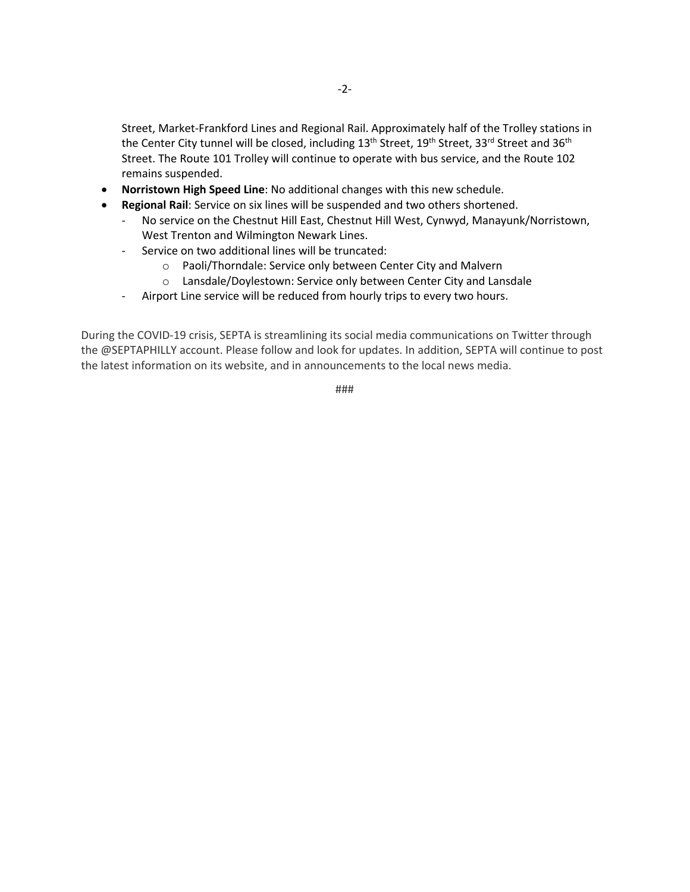Street, Market-Frankford Lines and Regional Rail. Approximately half of the Trolley stations in the Center City tunnel will be closed, including 13th Street, 19th Street, 33rd Street and 36th Street. The Route 101 Trolley will continue to operate with bus service, and the Route 102 remains suspended.

- **Norristown High Speed Line**: No additional changes with this new schedule.
- **Regional Rail**: Service on six lines will be suspended and two others shortened.
  - No service on the Chestnut Hill East, Chestnut Hill West, Cynwyd, Manayunk/Norristown, West Trenton and Wilmington Newark Lines.
  - Service on two additional lines will be truncated:
    - Paoli/Thorndale: Service only between Center City and Malvern
    - Lansdale/Doylestown: Service only between Center City and Lansdale
  - Airport Line service will be reduced from hourly trips to every two hours.

During the COVID-19 crisis, SEPTA is streamlining its social media communications on Twitter through the @SEPTAPHILLY account. Please follow and look for updates. In addition, SEPTA will continue to post the latest information on its website, and in announcements to the local news media.

###